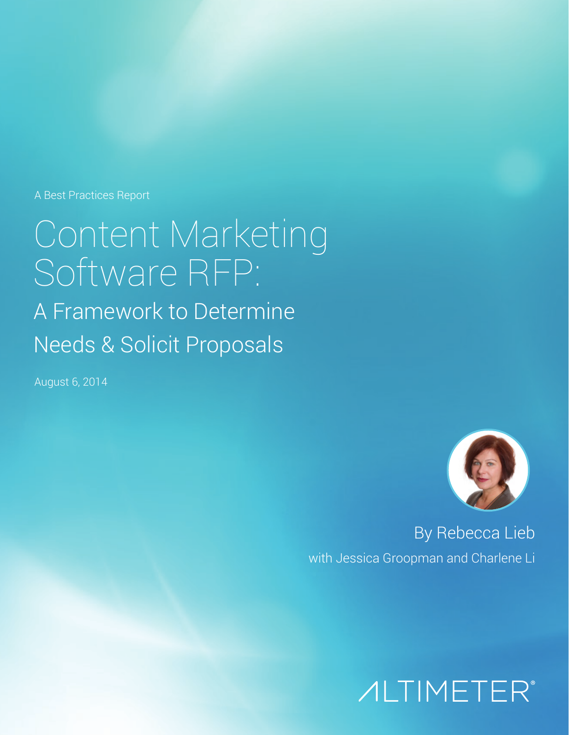A Best Practices Report

# Content Marketing Software RFP:

## A Framework to Determine Needs & Solicit Proposals

August 6, 2014

By Rebecca Lieb

with Jessica Groopman and Charlene Li

ALTIMETER®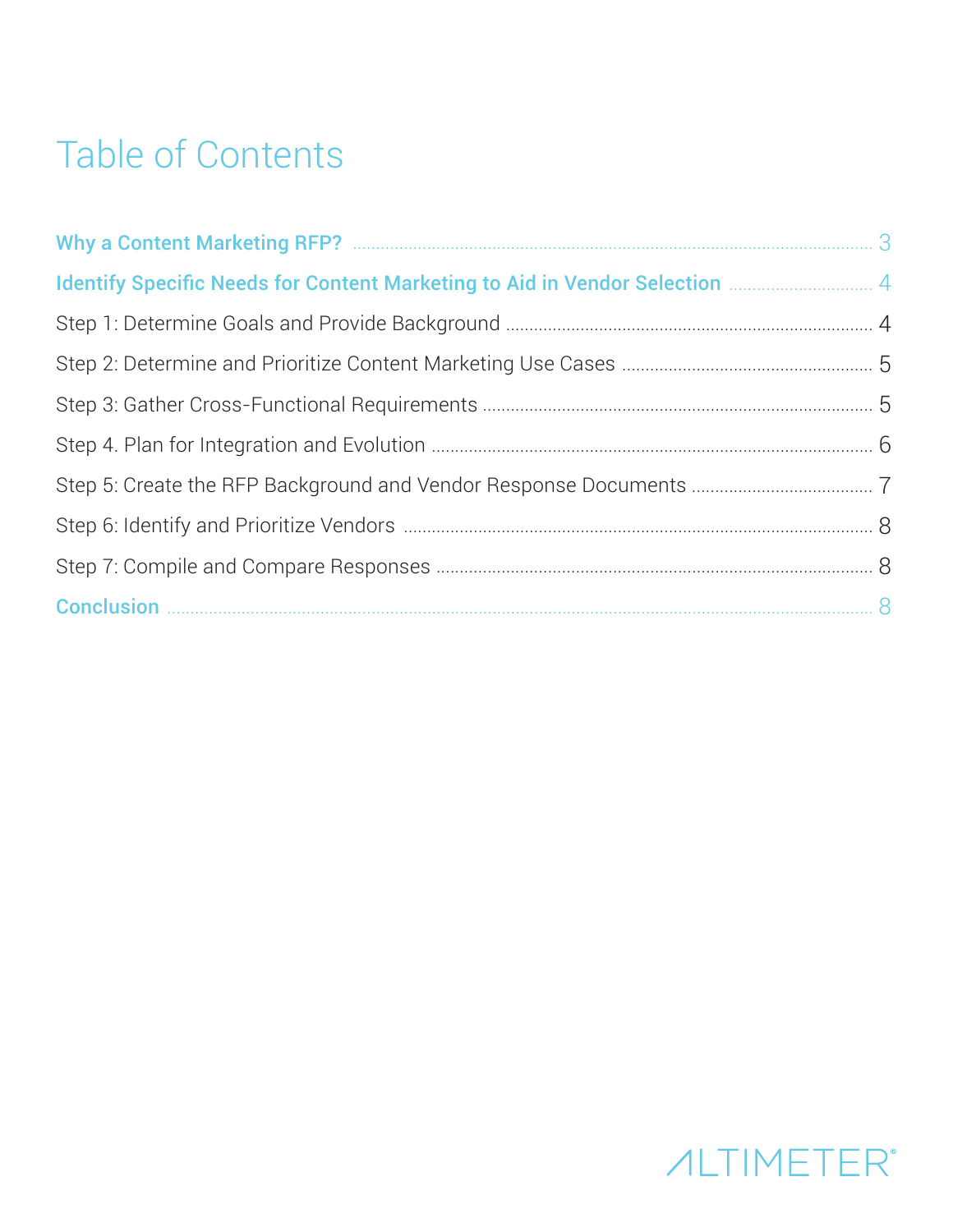# Table of Contents

**Why a Content Marketing RFP?** .......... 3

**Identify Specific Needs for Content Marketing to Aid in Vendor Selection** .......... 4

Step 1: Determine Goals and Provide Background .......... 4

Step 2: Determine and Prioritize Content Marketing Use Cases .......... 5

Step 3: Gather Cross-Functional Requirements .......... 5

Step 4. Plan for Integration and Evolution .......... 6

Step 5: Create the RFP Background and Vendor Response Documents .......... 7

Step 6: Identify and Prioritize Vendors .......... 8

Step 7: Compile and Compare Responses .......... 8

**Conclusion** .......... 8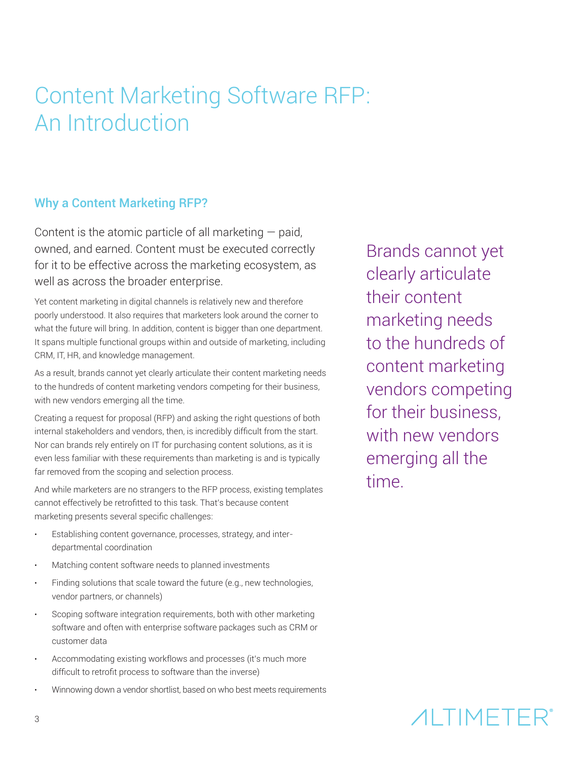# Content Marketing Software RFP: An Introduction

## Why a Content Marketing RFP?

Content is the atomic particle of all marketing — paid, owned, and earned. Content must be executed correctly for it to be effective across the marketing ecosystem, as well as across the broader enterprise.

Yet content marketing in digital channels is relatively new and therefore poorly understood. It also requires that marketers look around the corner to what the future will bring. In addition, content is bigger than one department. It spans multiple functional groups within and outside of marketing, including CRM, IT, HR, and knowledge management.

As a result, brands cannot yet clearly articulate their content marketing needs to the hundreds of content marketing vendors competing for their business, with new vendors emerging all the time.

Creating a request for proposal (RFP) and asking the right questions of both internal stakeholders and vendors, then, is incredibly difficult from the start. Nor can brands rely entirely on IT for purchasing content solutions, as it is even less familiar with these requirements than marketing is and is typically far removed from the scoping and selection process.

And while marketers are no strangers to the RFP process, existing templates cannot effectively be retrofitted to this task. That's because content marketing presents several specific challenges:

- Establishing content governance, processes, strategy, and inter-departmental coordination
- Matching content software needs to planned investments
- Finding solutions that scale toward the future (e.g., new technologies, vendor partners, or channels)
- Scoping software integration requirements, both with other marketing software and often with enterprise software packages such as CRM or customer data
- Accommodating existing workflows and processes (it's much more difficult to retrofit process to software than the inverse)
- Winnowing down a vendor shortlist, based on who best meets requirements

> Brands cannot yet clearly articulate their content marketing needs to the hundreds of content marketing vendors competing for their business, with new vendors emerging all the time.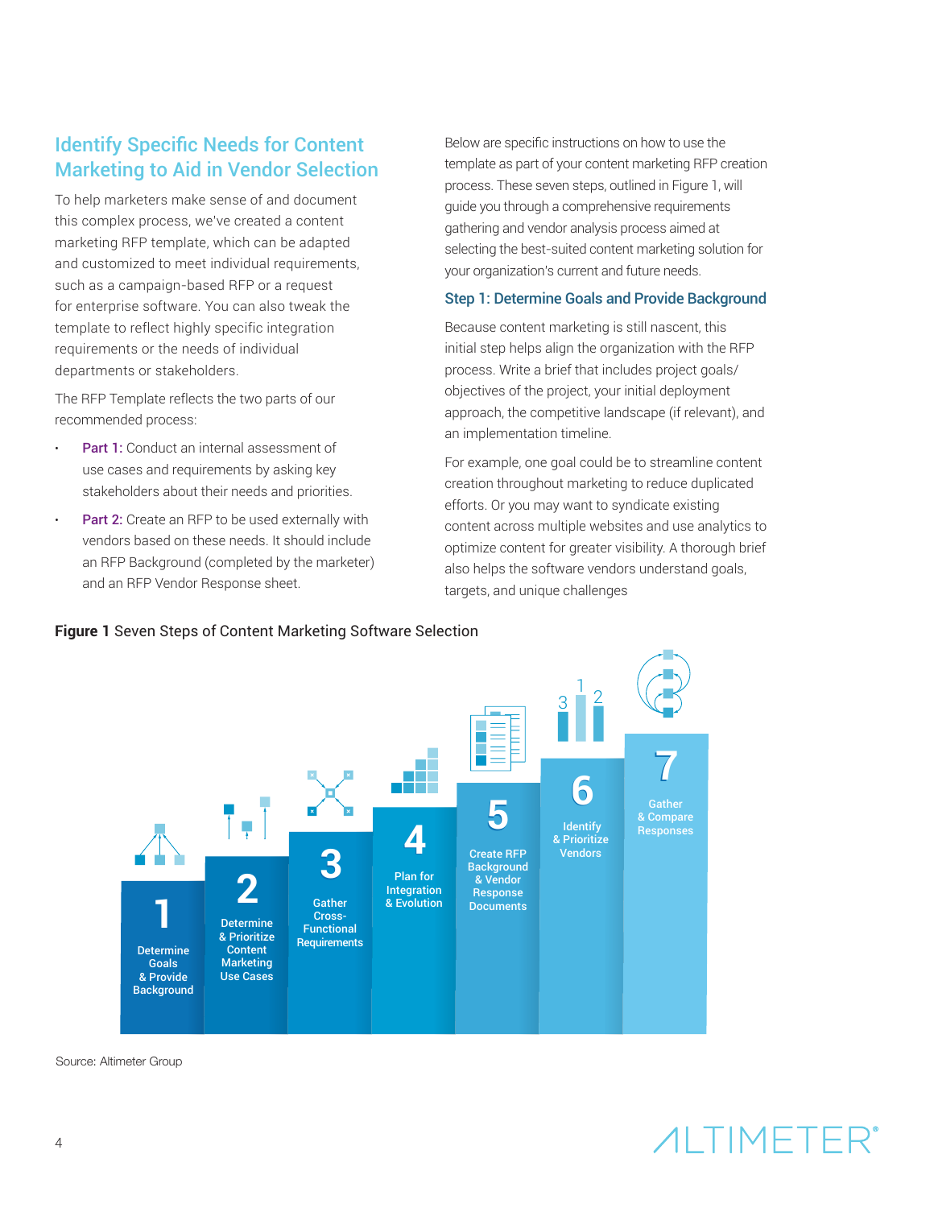## Identify Specific Needs for Content Marketing to Aid in Vendor Selection

To help marketers make sense of and document this complex process, we've created a content marketing RFP template, which can be adapted and customized to meet individual requirements, such as a campaign-based RFP or a request for enterprise software. You can also tweak the template to reflect highly specific integration requirements or the needs of individual departments or stakeholders.

The RFP Template reflects the two parts of our recommended process:

- **Part 1:** Conduct an internal assessment of use cases and requirements by asking key stakeholders about their needs and priorities.
- **Part 2:** Create an RFP to be used externally with vendors based on these needs. It should include an RFP Background (completed by the marketer) and an RFP Vendor Response sheet.

Below are specific instructions on how to use the template as part of your content marketing RFP creation process. These seven steps, outlined in Figure 1, will guide you through a comprehensive requirements gathering and vendor analysis process aimed at selecting the best-suited content marketing solution for your organization's current and future needs.

### Step 1: Determine Goals and Provide Background

Because content marketing is still nascent, this initial step helps align the organization with the RFP process. Write a brief that includes project goals/objectives of the project, your initial deployment approach, the competitive landscape (if relevant), and an implementation timeline.

For example, one goal could be to streamline content creation throughout marketing to reduce duplicated efforts. Or you may want to syndicate existing content across multiple websites and use analytics to optimize content for greater visibility. A thorough brief also helps the software vendors understand goals, targets, and unique challenges

**Figure 1** Seven Steps of Content Marketing Software Selection

1. Determine Goals & Provide Background
2. Determine & Prioritize Content Marketing Use Cases
3. Gather Cross-Functional Requirements
4. Plan for Integration & Evolution
5. Create RFP Background & Vendor Response Documents
6. Identify & Prioritize Vendors
7. Gather & Compare Responses

Source: Altimeter Group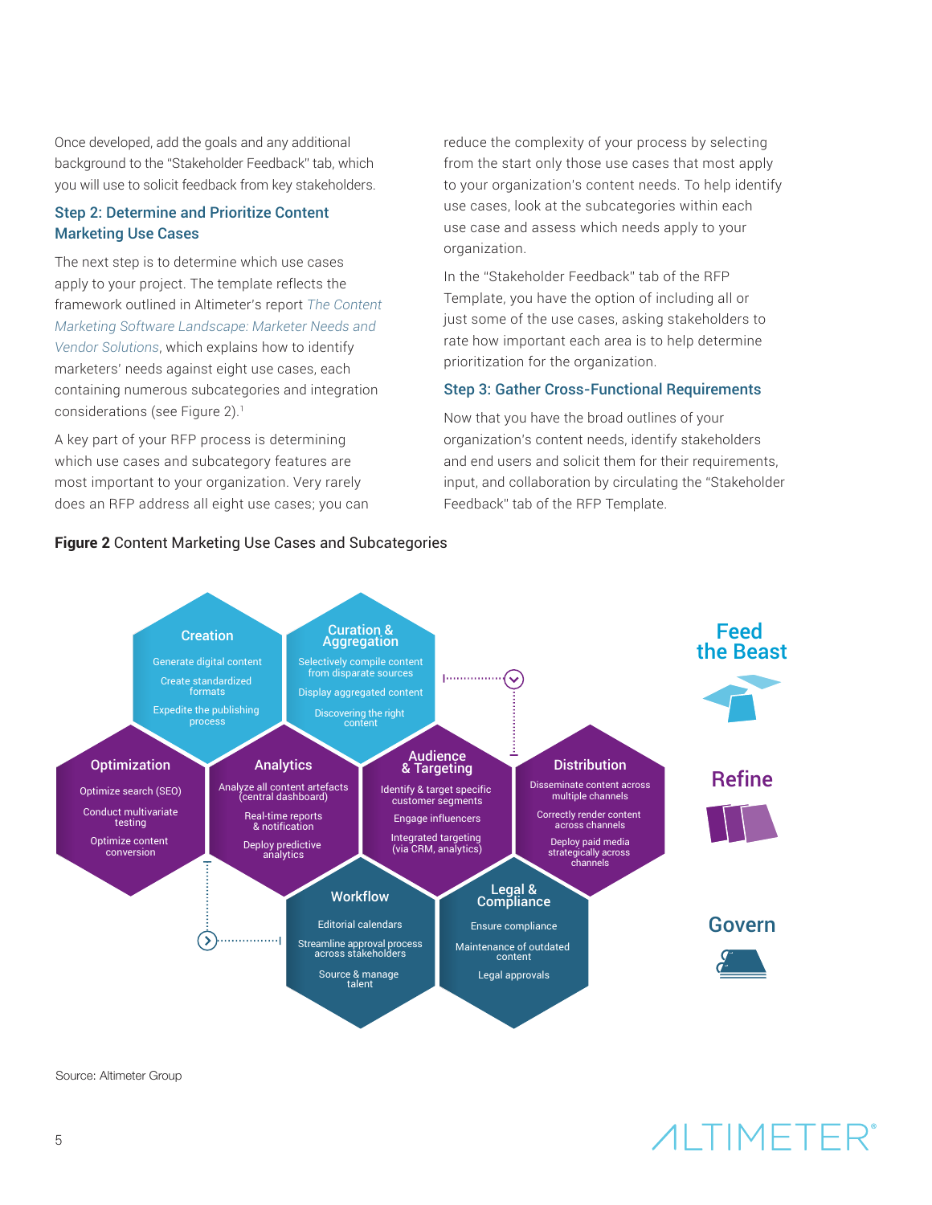Once developed, add the goals and any additional background to the "Stakeholder Feedback" tab, which you will use to solicit feedback from key stakeholders.

### Step 2: Determine and Prioritize Content Marketing Use Cases

The next step is to determine which use cases apply to your project. The template reflects the framework outlined in Altimeter's report *The Content Marketing Software Landscape: Marketer Needs and Vendor Solutions*, which explains how to identify marketers' needs against eight use cases, each containing numerous subcategories and integration considerations (see Figure 2).[1]

A key part of your RFP process is determining which use cases and subcategory features are most important to your organization. Very rarely does an RFP address all eight use cases; you can reduce the complexity of your process by selecting from the start only those use cases that most apply to your organization's content needs. To help identify use cases, look at the subcategories within each use case and assess which needs apply to your organization.

In the "Stakeholder Feedback" tab of the RFP Template, you have the option of including all or just some of the use cases, asking stakeholders to rate how important each area is to help determine prioritization for the organization.

### Step 3: Gather Cross-Functional Requirements

Now that you have the broad outlines of your organization's content needs, identify stakeholders and end users and solicit them for their requirements, input, and collaboration by circulating the "Stakeholder Feedback" tab of the RFP Template.

**Figure 2** Content Marketing Use Cases and Subcategories

**Feed the Beast**

- **Creation**: Generate digital content; Create standardized formats; Expedite the publishing process
- **Curation & Aggregation**: Selectively compile content from disparate sources; Display aggregated content; Discovering the right content

**Refine**

- **Optimization**: Optimize search (SEO); Conduct multivariate testing; Optimize content conversion
- **Analytics**: Analyze all content artefacts (central dashboard); Real-time reports & notification; Deploy predictive analytics
- **Audience & Targeting**: Identify & target specific customer segments; Engage influencers; Integrated targeting (via CRM, analytics)
- **Distribution**: Disseminate content across multiple channels; Correctly render content across channels; Deploy paid media strategically across channels

**Govern**

- **Workflow**: Editorial calendars; Streamline approval process across stakeholders; Source & manage talent
- **Legal & Compliance**: Ensure compliance; Maintenance of outdated content; Legal approvals

Source: Altimeter Group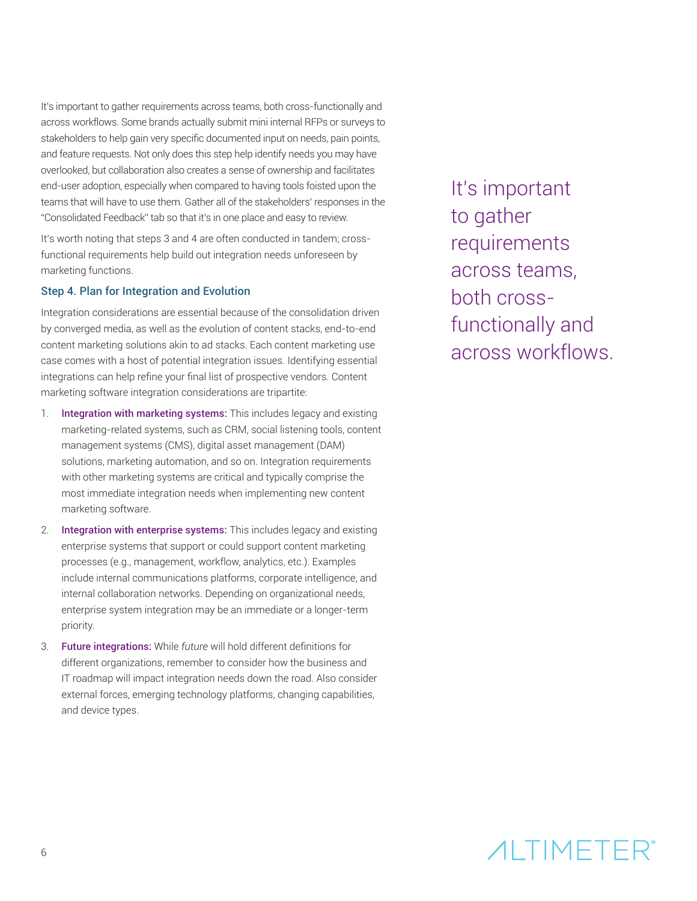It's important to gather requirements across teams, both cross-functionally and across workflows. Some brands actually submit mini internal RFPs or surveys to stakeholders to help gain very specific documented input on needs, pain points, and feature requests. Not only does this step help identify needs you may have overlooked, but collaboration also creates a sense of ownership and facilitates end-user adoption, especially when compared to having tools foisted upon the teams that will have to use them. Gather all of the stakeholders' responses in the "Consolidated Feedback" tab so that it's in one place and easy to review.

It's worth noting that steps 3 and 4 are often conducted in tandem; cross-functional requirements help build out integration needs unforeseen by marketing functions.

### Step 4. Plan for Integration and Evolution

Integration considerations are essential because of the consolidation driven by converged media, as well as the evolution of content stacks, end-to-end content marketing solutions akin to ad stacks. Each content marketing use case comes with a host of potential integration issues. Identifying essential integrations can help refine your final list of prospective vendors. Content marketing software integration considerations are tripartite:

1. **Integration with marketing systems:** This includes legacy and existing marketing-related systems, such as CRM, social listening tools, content management systems (CMS), digital asset management (DAM) solutions, marketing automation, and so on. Integration requirements with other marketing systems are critical and typically comprise the most immediate integration needs when implementing new content marketing software.
2. **Integration with enterprise systems:** This includes legacy and existing enterprise systems that support or could support content marketing processes (e.g., management, workflow, analytics, etc.). Examples include internal communications platforms, corporate intelligence, and internal collaboration networks. Depending on organizational needs, enterprise system integration may be an immediate or a longer-term priority.
3. **Future integrations:** While *future* will hold different definitions for different organizations, remember to consider how the business and IT roadmap will impact integration needs down the road. Also consider external forces, emerging technology platforms, changing capabilities, and device types.

> It's important to gather requirements across teams, both cross-functionally and across workflows.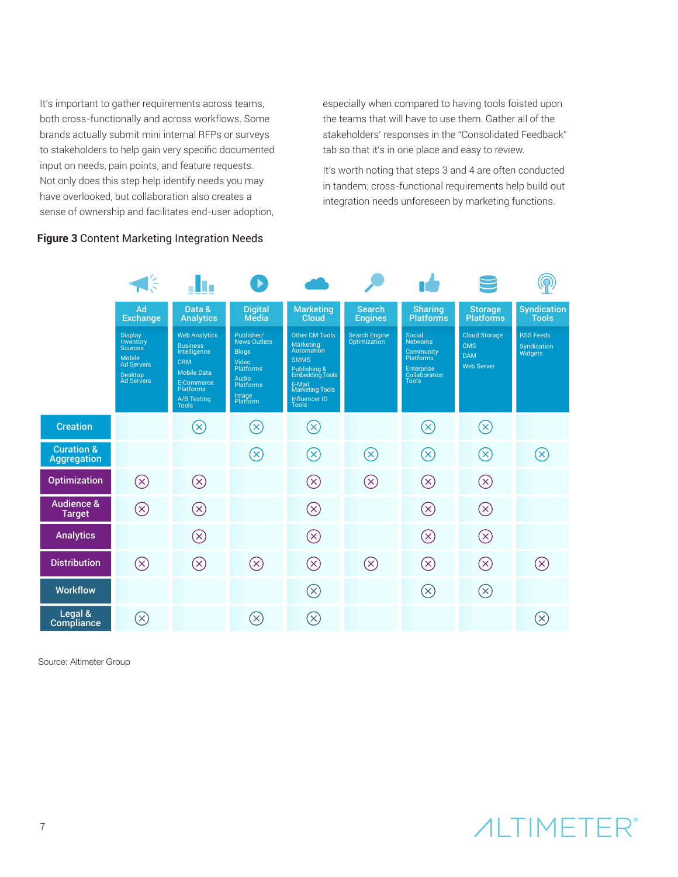It's important to gather requirements across teams, both cross-functionally and across workflows. Some brands actually submit mini internal RFPs or surveys to stakeholders to help gain very specific documented input on needs, pain points, and feature requests. Not only does this step help identify needs you may have overlooked, but collaboration also creates a sense of ownership and facilitates end-user adoption, especially when compared to having tools foisted upon the teams that will have to use them. Gather all of the stakeholders' responses in the "Consolidated Feedback" tab so that it's in one place and easy to review.

It's worth noting that steps 3 and 4 are often conducted in tandem; cross-functional requirements help build out integration needs unforeseen by marketing functions.

**Figure 3** Content Marketing Integration Needs

| | Ad Exchange | Data & Analytics | Digital Media | Marketing Cloud | Search Engines | Sharing Platforms | Storage Platforms | Syndication Tools |
|---|---|---|---|---|---|---|---|---|
| | Display Inventory Sources; Mobile Ad Servers; Desktop Ad Servers | Web Analytics; Business Intelligence; CRM; Mobile Data; E-Commerce Platforms; A/B Testing Tools | Publisher/ News Outlets; Blogs; Video Platforms; Audio Platforms; Image Platform | Other CM Tools; Marketing Automation; SMMS; Publishing & Embedding Tools; E-Mail Marketing Tools; Influencer ID Tools | Search Engine Optimization | Social Networks; Community Platforms; Enterprise Collaboration Tools | Cloud Storage; CMS; DAM; Web Server | RSS Feeds; Syndication Widgets |
| Creation | | ⊗ | ⊗ | ⊗ | | ⊗ | ⊗ | |
| Curation & Aggregation | | | ⊗ | ⊗ | ⊗ | ⊗ | ⊗ | ⊗ |
| Optimization | ⊗ | ⊗ | | ⊗ | ⊗ | ⊗ | ⊗ | |
| Audience & Target | ⊗ | ⊗ | | ⊗ | | ⊗ | ⊗ | |
| Analytics | | ⊗ | | ⊗ | | ⊗ | ⊗ | |
| Distribution | ⊗ | ⊗ | ⊗ | ⊗ | ⊗ | ⊗ | ⊗ | ⊗ |
| Workflow | | | | ⊗ | | ⊗ | ⊗ | |
| Legal & Compliance | ⊗ | | ⊗ | ⊗ | | | | ⊗ |

Source: Altimeter Group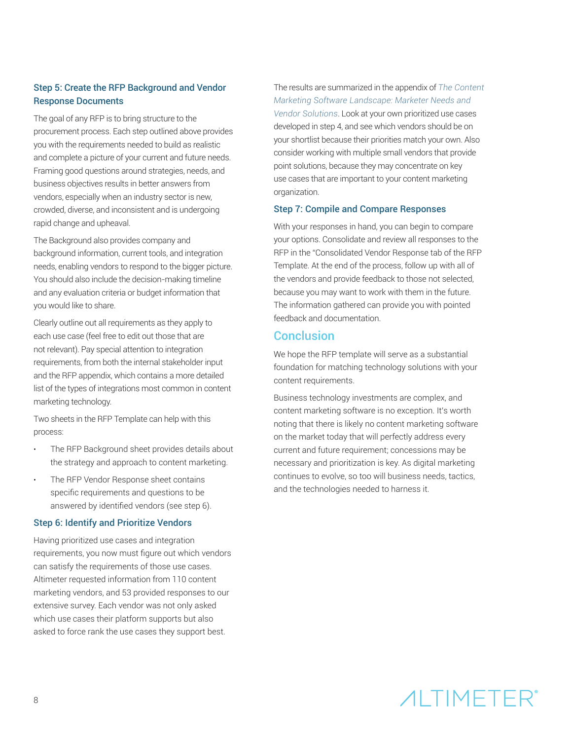### Step 5: Create the RFP Background and Vendor Response Documents

The goal of any RFP is to bring structure to the procurement process. Each step outlined above provides you with the requirements needed to build as realistic and complete a picture of your current and future needs. Framing good questions around strategies, needs, and business objectives results in better answers from vendors, especially when an industry sector is new, crowded, diverse, and inconsistent and is undergoing rapid change and upheaval.

The Background also provides company and background information, current tools, and integration needs, enabling vendors to respond to the bigger picture. You should also include the decision-making timeline and any evaluation criteria or budget information that you would like to share.

Clearly outline out all requirements as they apply to each use case (feel free to edit out those that are not relevant). Pay special attention to integration requirements, from both the internal stakeholder input and the RFP appendix, which contains a more detailed list of the types of integrations most common in content marketing technology.

Two sheets in the RFP Template can help with this process:

- The RFP Background sheet provides details about the strategy and approach to content marketing.
- The RFP Vendor Response sheet contains specific requirements and questions to be answered by identified vendors (see step 6).

### Step 6: Identify and Prioritize Vendors

Having prioritized use cases and integration requirements, you now must figure out which vendors can satisfy the requirements of those use cases. Altimeter requested information from 110 content marketing vendors, and 53 provided responses to our extensive survey. Each vendor was not only asked which use cases their platform supports but also asked to force rank the use cases they support best.

The results are summarized in the appendix of *The Content Marketing Software Landscape: Marketer Needs and Vendor Solutions*. Look at your own prioritized use cases developed in step 4, and see which vendors should be on your shortlist because their priorities match your own. Also consider working with multiple small vendors that provide point solutions, because they may concentrate on key use cases that are important to your content marketing organization.

### Step 7: Compile and Compare Responses

With your responses in hand, you can begin to compare your options. Consolidate and review all responses to the RFP in the "Consolidated Vendor Response tab of the RFP Template. At the end of the process, follow up with all of the vendors and provide feedback to those not selected, because you may want to work with them in the future. The information gathered can provide you with pointed feedback and documentation.

## Conclusion

We hope the RFP template will serve as a substantial foundation for matching technology solutions with your content requirements.

Business technology investments are complex, and content marketing software is no exception. It's worth noting that there is likely no content marketing software on the market today that will perfectly address every current and future requirement; concessions may be necessary and prioritization is key. As digital marketing continues to evolve, so too will business needs, tactics, and the technologies needed to harness it.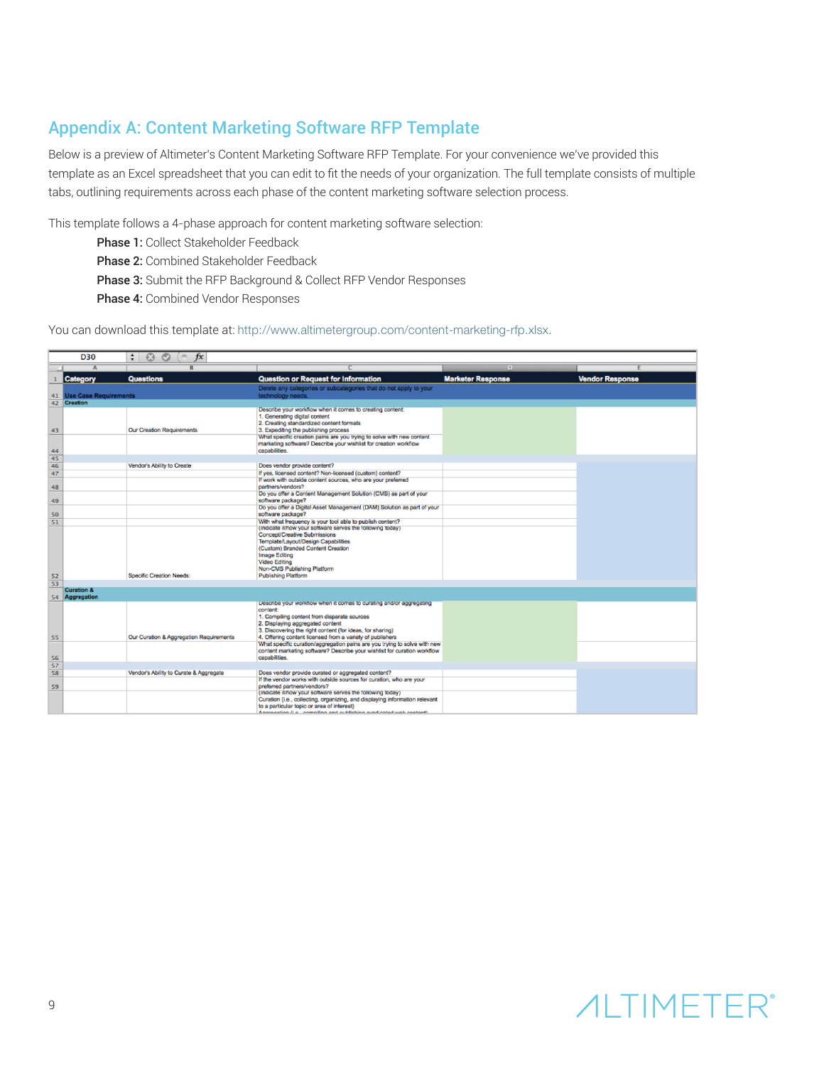## Appendix A: Content Marketing Software RFP Template

Below is a preview of Altimeter's Content Marketing Software RFP Template. For your convenience we've provided this template as an Excel spreadsheet that you can edit to fit the needs of your organization. The full template consists of multiple tabs, outlining requirements across each phase of the content marketing software selection process.

This template follows a 4-phase approach for content marketing software selection:

**Phase 1:** Collect Stakeholder Feedback
**Phase 2:** Combined Stakeholder Feedback
**Phase 3:** Submit the RFP Background & Collect RFP Vendor Responses
**Phase 4:** Combined Vendor Responses

You can download this template at: http://www.altimetergroup.com/content-marketing-rfp.xlsx.

| Category | Questions | Question or Request for Information | Marketer Response | Vendor Response |
|---|---|---|---|---|
| Use Case Requirements | | Delete any categories or subcategories that do not apply to your technology needs. | | |
| Creation | | | | |
| | Our Creation Requirements | Describe your workflow when it comes to creating content: 1. Generating digital content 2. Creating standardized content formats 3. Expediting the publishing process | | |
| | | What specific creation pains are you trying to solve with new content marketing software? Describe your wishlist for creation workflow capabilities. | | |
| | Vendor's Ability to Create | Does vendor provide content? | | |
| | | If yes, licensed content? Non-licensed (custom) content? | | |
| | | If work with outside content sources, who are your preferred partners/vendors? | | |
| | | Do you offer a Content Management Solution (CMS) as part of your software package? | | |
| | | Do you offer a Digital Asset Management (DAM) Solution as part of your software package? | | |
| | | With what frequency is your tool able to publish content? | | |
| | Specific Creation Needs: | (Indicate if/how your software serves the following today) Concept/Creative Submissions Template/Layout/Design Capabilities (Custom) Branded Content Creation Image Editing Video Editing Non-CMS Publishing Platform Publishing Platform | | |
| Curation & Aggregation | | | | |
| | Our Curation & Aggregation Requirements | Describe your workflow when it comes to curating and/or aggregating content: 1. Compiling content from disparate sources 2. Displaying aggregated content 3. Discovering the right content (for ideas, for sharing) 4. Offering content licensed from a variety of publishers | | |
| | | What specific curation/aggregation pains are you trying to solve with new content marketing software? Describe your wishlist for curation workflow capabilities. | | |
| | Vendor's Ability to Curate & Aggregate | Does vendor provide curated or aggregated content? | | |
| | | If the vendor works with outside sources for curation, who are your preferred partners/vendors? | | |
| | | (Indicate if/how your software serves the following today) Curation (i.e., collecting, organizing, and displaying information relevant to a particular topic or area of interest) Aggregation (i.e., compiling and publishing syndicated web content) | | |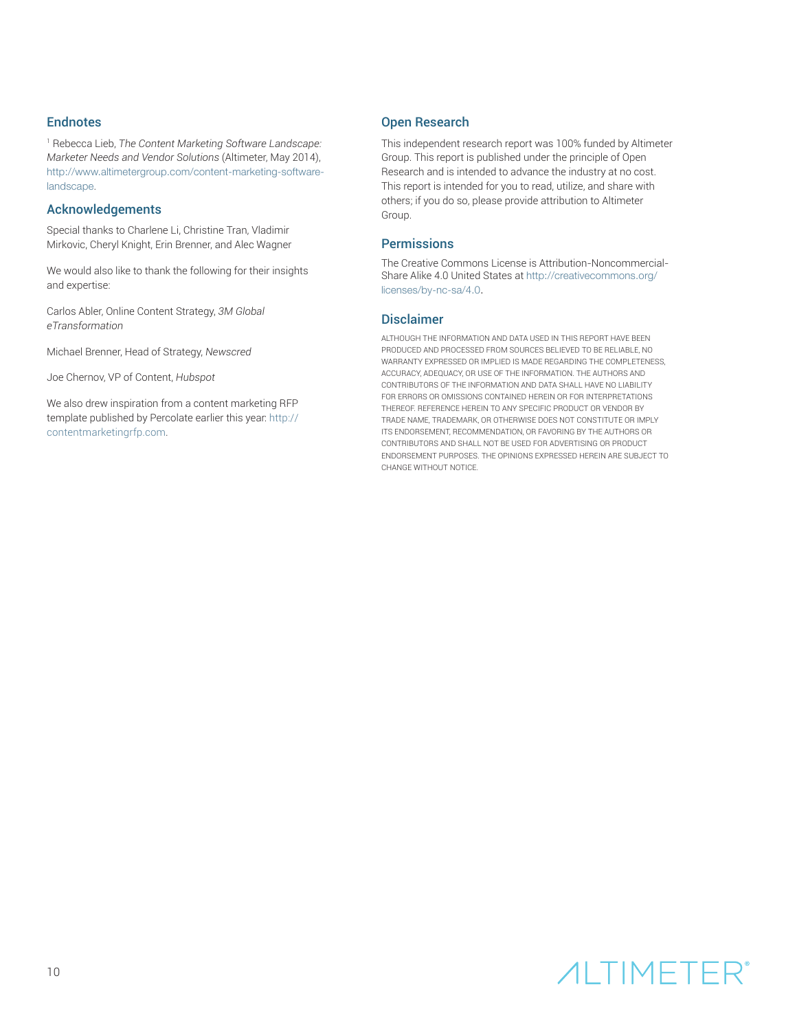## Endnotes

[1] Rebecca Lieb, *The Content Marketing Software Landscape: Marketer Needs and Vendor Solutions* (Altimeter, May 2014), http://www.altimetergroup.com/content-marketing-software-landscape.

## Acknowledgements

Special thanks to Charlene Li, Christine Tran, Vladimir Mirkovic, Cheryl Knight, Erin Brenner, and Alec Wagner

We would also like to thank the following for their insights and expertise:

Carlos Abler, Online Content Strategy, *3M Global eTransformation*

Michael Brenner, Head of Strategy, *Newscred*

Joe Chernov, VP of Content, *Hubspot*

We also drew inspiration from a content marketing RFP template published by Percolate earlier this year: http://contentmarketingrfp.com.

## Open Research

This independent research report was 100% funded by Altimeter Group. This report is published under the principle of Open Research and is intended to advance the industry at no cost. This report is intended for you to read, utilize, and share with others; if you do so, please provide attribution to Altimeter Group.

## Permissions

The Creative Commons License is Attribution-Noncommercial-Share Alike 4.0 United States at http://creativecommons.org/licenses/by-nc-sa/4.0.

## Disclaimer

ALTHOUGH THE INFORMATION AND DATA USED IN THIS REPORT HAVE BEEN PRODUCED AND PROCESSED FROM SOURCES BELIEVED TO BE RELIABLE, NO WARRANTY EXPRESSED OR IMPLIED IS MADE REGARDING THE COMPLETENESS, ACCURACY, ADEQUACY, OR USE OF THE INFORMATION. THE AUTHORS AND CONTRIBUTORS OF THE INFORMATION AND DATA SHALL HAVE NO LIABILITY FOR ERRORS OR OMISSIONS CONTAINED HEREIN OR FOR INTERPRETATIONS THEREOF. REFERENCE HEREIN TO ANY SPECIFIC PRODUCT OR VENDOR BY TRADE NAME, TRADEMARK, OR OTHERWISE DOES NOT CONSTITUTE OR IMPLY ITS ENDORSEMENT, RECOMMENDATION, OR FAVORING BY THE AUTHORS OR CONTRIBUTORS AND SHALL NOT BE USED FOR ADVERTISING OR PRODUCT ENDORSEMENT PURPOSES. THE OPINIONS EXPRESSED HEREIN ARE SUBJECT TO CHANGE WITHOUT NOTICE.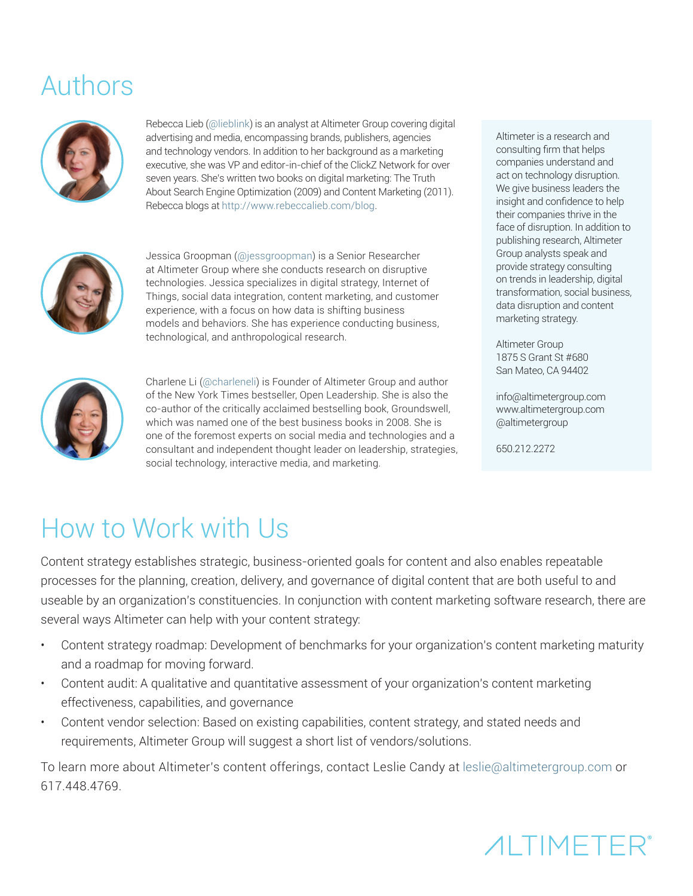# Authors

Rebecca Lieb (@lieblink) is an analyst at Altimeter Group covering digital advertising and media, encompassing brands, publishers, agencies and technology vendors. In addition to her background as a marketing executive, she was VP and editor-in-chief of the ClickZ Network for over seven years. She's written two books on digital marketing: The Truth About Search Engine Optimization (2009) and Content Marketing (2011). Rebecca blogs at http://www.rebeccalieb.com/blog.

Jessica Groopman (@jessgroopman) is a Senior Researcher at Altimeter Group where she conducts research on disruptive technologies. Jessica specializes in digital strategy, Internet of Things, social data integration, content marketing, and customer experience, with a focus on how data is shifting business models and behaviors. She has experience conducting business, technological, and anthropological research.

Charlene Li (@charleneli) is Founder of Altimeter Group and author of the New York Times bestseller, Open Leadership. She is also the co-author of the critically acclaimed bestselling book, Groundswell, which was named one of the best business books in 2008. She is one of the foremost experts on social media and technologies and a consultant and independent thought leader on leadership, strategies, social technology, interactive media, and marketing.

Altimeter is a research and consulting firm that helps companies understand and act on technology disruption. We give business leaders the insight and confidence to help their companies thrive in the face of disruption. In addition to publishing research, Altimeter Group analysts speak and provide strategy consulting on trends in leadership, digital transformation, social business, data disruption and content marketing strategy.

Altimeter Group
1875 S Grant St #680
San Mateo, CA 94402

info@altimetergroup.com
www.altimetergroup.com
@altimetergroup

650.212.2272

# How to Work with Us

Content strategy establishes strategic, business-oriented goals for content and also enables repeatable processes for the planning, creation, delivery, and governance of digital content that are both useful to and useable by an organization's constituencies. In conjunction with content marketing software research, there are several ways Altimeter can help with your content strategy:

- Content strategy roadmap: Development of benchmarks for your organization's content marketing maturity and a roadmap for moving forward.
- Content audit: A qualitative and quantitative assessment of your organization's content marketing effectiveness, capabilities, and governance
- Content vendor selection: Based on existing capabilities, content strategy, and stated needs and requirements, Altimeter Group will suggest a short list of vendors/solutions.

To learn more about Altimeter's content offerings, contact Leslie Candy at leslie@altimetergroup.com or 617.448.4769.

ALTIMETER®